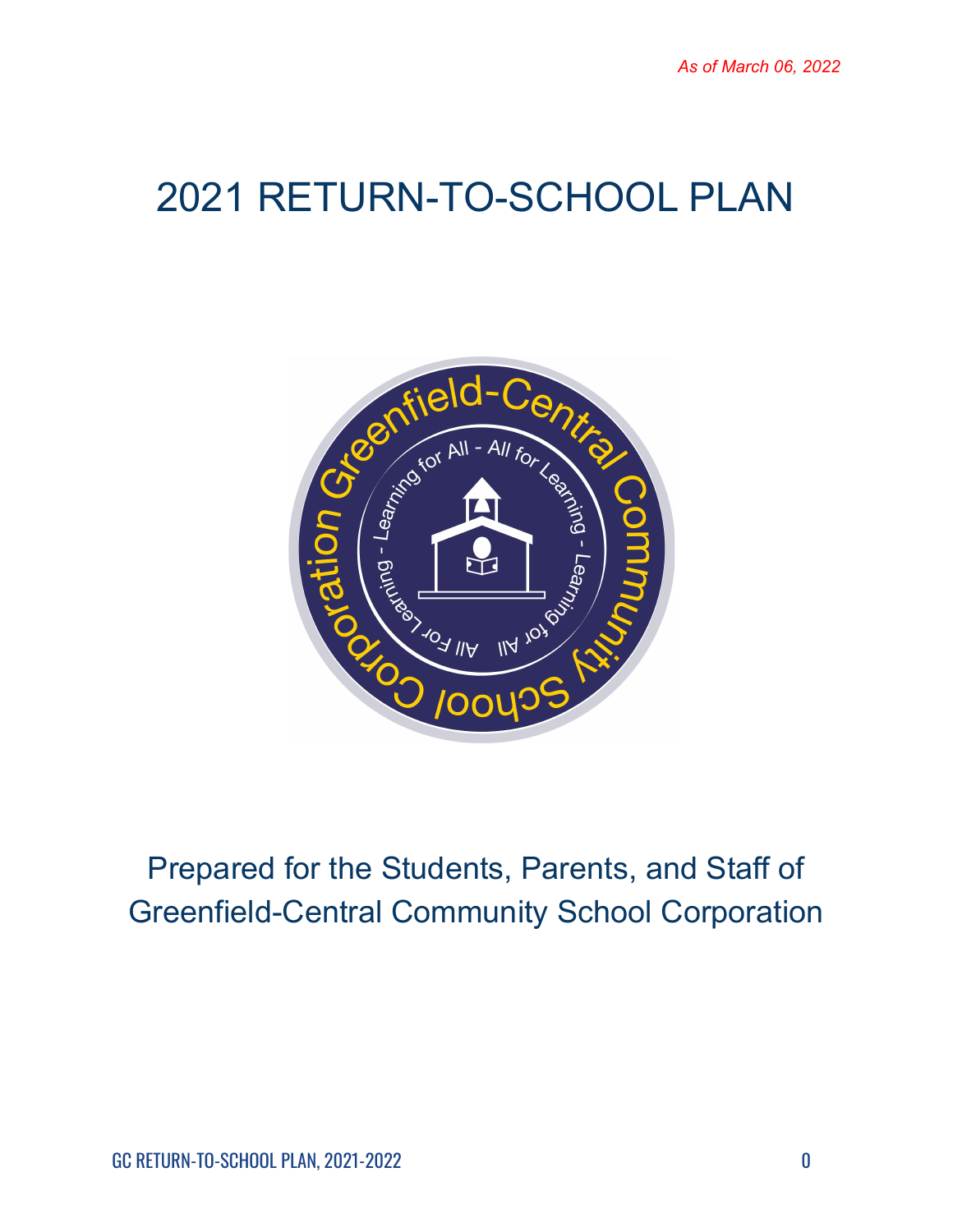*As of March 06, 2022*

# 2021 RETURN-TO-SCHOOL PLAN

Prepared for the Students, Parents, and Staff of Greenfield-Central Community School Corporation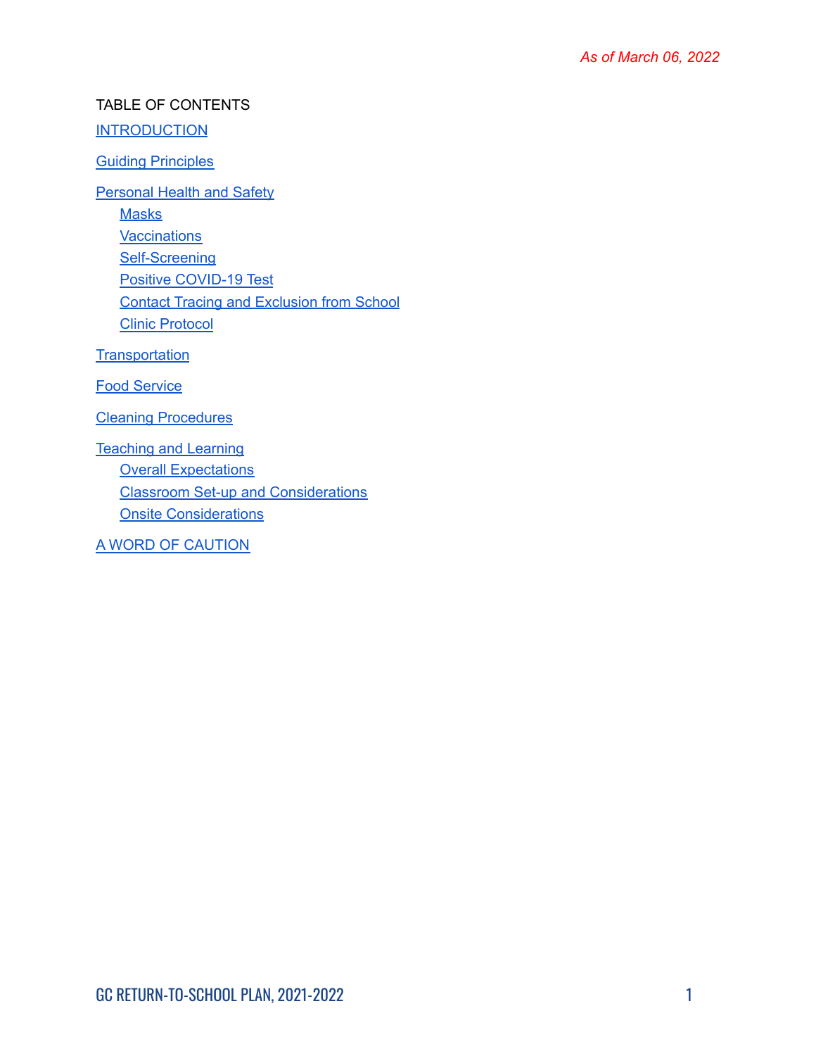*As of March 06, 2022*

TABLE OF CONTENTS

[INTRODUCTION]

[Guiding Principles]

[Personal Health and Safety]
- [Masks]
- [Vaccinations]
- [Self-Screening]
- [Positive COVID-19 Test]
- [Contact Tracing and Exclusion from School]
- [Clinic Protocol]

[Transportation]

[Food Service]

[Cleaning Procedures]

[Teaching and Learning]
- [Overall Expectations]
- [Classroom Set-up and Considerations]
- [Onsite Considerations]

[A WORD OF CAUTION]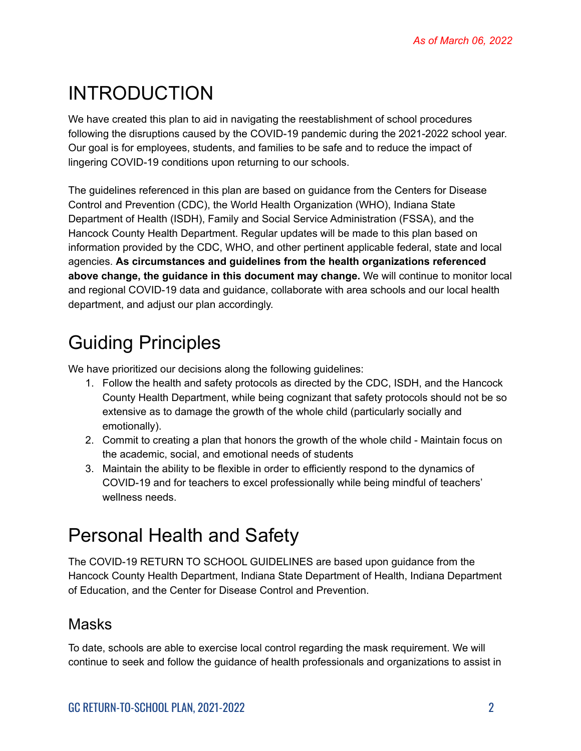*As of March 06, 2022*

# INTRODUCTION

We have created this plan to aid in navigating the reestablishment of school procedures following the disruptions caused by the COVID-19 pandemic during the 2021-2022 school year. Our goal is for employees, students, and families to be safe and to reduce the impact of lingering COVID-19 conditions upon returning to our schools.

The guidelines referenced in this plan are based on guidance from the Centers for Disease Control and Prevention (CDC), the World Health Organization (WHO), Indiana State Department of Health (ISDH), Family and Social Service Administration (FSSA), and the Hancock County Health Department. Regular updates will be made to this plan based on information provided by the CDC, WHO, and other pertinent applicable federal, state and local agencies. **As circumstances and guidelines from the health organizations referenced above change, the guidance in this document may change.** We will continue to monitor local and regional COVID-19 data and guidance, collaborate with area schools and our local health department, and adjust our plan accordingly.

# Guiding Principles

We have prioritized our decisions along the following guidelines:

1. Follow the health and safety protocols as directed by the CDC, ISDH, and the Hancock County Health Department, while being cognizant that safety protocols should not be so extensive as to damage the growth of the whole child (particularly socially and emotionally).
2. Commit to creating a plan that honors the growth of the whole child - Maintain focus on the academic, social, and emotional needs of students
3. Maintain the ability to be flexible in order to efficiently respond to the dynamics of COVID-19 and for teachers to excel professionally while being mindful of teachers' wellness needs.

# Personal Health and Safety

The COVID-19 RETURN TO SCHOOL GUIDELINES are based upon guidance from the Hancock County Health Department, Indiana State Department of Health, Indiana Department of Education, and the Center for Disease Control and Prevention.

## Masks

To date, schools are able to exercise local control regarding the mask requirement. We will continue to seek and follow the guidance of health professionals and organizations to assist in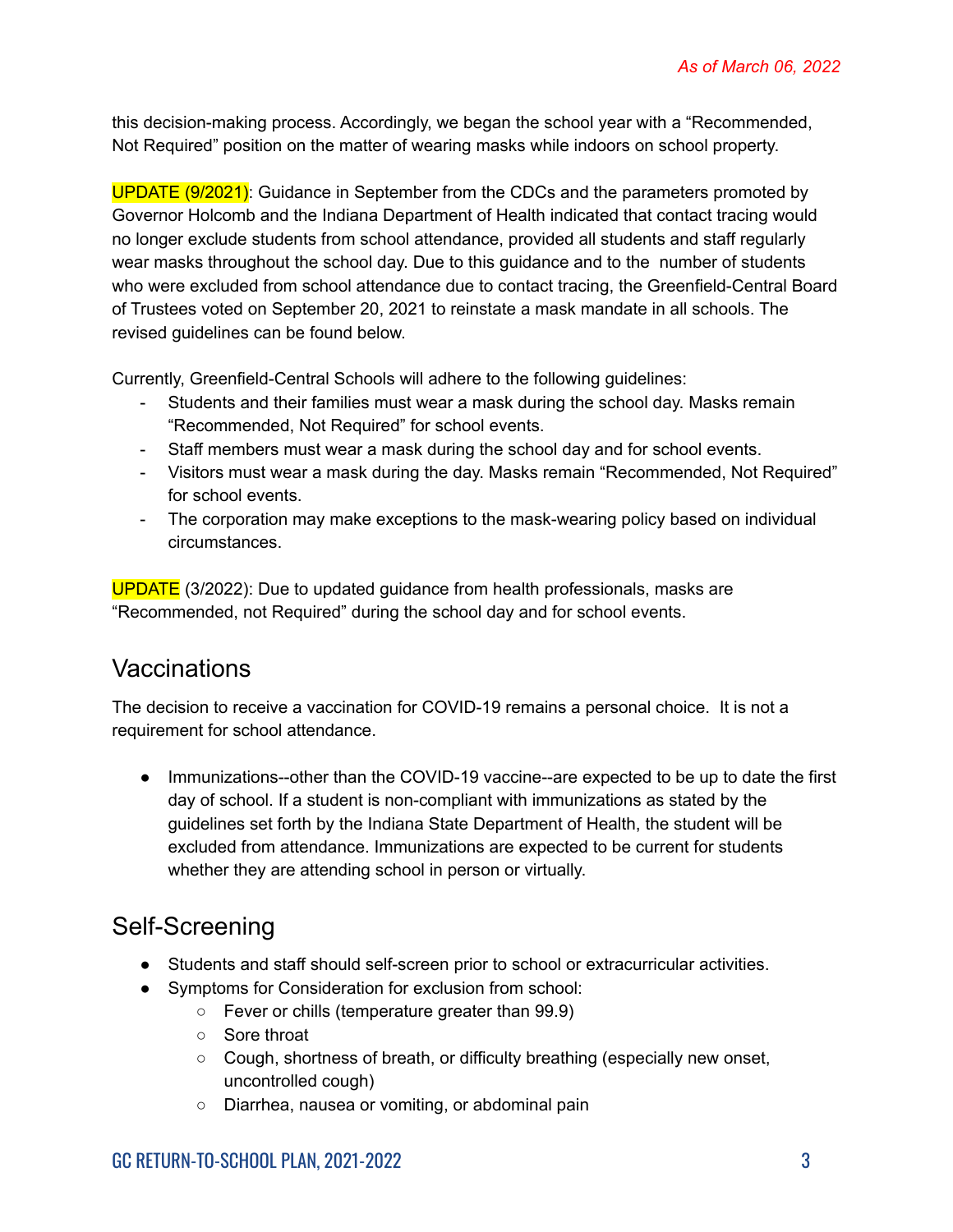this decision-making process. Accordingly, we began the school year with a “Recommended, Not Required” position on the matter of wearing masks while indoors on school property.

UPDATE (9/2021): Guidance in September from the CDCs and the parameters promoted by Governor Holcomb and the Indiana Department of Health indicated that contact tracing would no longer exclude students from school attendance, provided all students and staff regularly wear masks throughout the school day. Due to this guidance and to the number of students who were excluded from school attendance due to contact tracing, the Greenfield-Central Board of Trustees voted on September 20, 2021 to reinstate a mask mandate in all schools. The revised guidelines can be found below.

Currently, Greenfield-Central Schools will adhere to the following guidelines:

- Students and their families must wear a mask during the school day. Masks remain “Recommended, Not Required” for school events.
- Staff members must wear a mask during the school day and for school events.
- Visitors must wear a mask during the day. Masks remain “Recommended, Not Required” for school events.
- The corporation may make exceptions to the mask-wearing policy based on individual circumstances.

UPDATE (3/2022): Due to updated guidance from health professionals, masks are “Recommended, not Required” during the school day and for school events.

## Vaccinations

The decision to receive a vaccination for COVID-19 remains a personal choice. It is not a requirement for school attendance.

- Immunizations--other than the COVID-19 vaccine--are expected to be up to date the first day of school. If a student is non-compliant with immunizations as stated by the guidelines set forth by the Indiana State Department of Health, the student will be excluded from attendance. Immunizations are expected to be current for students whether they are attending school in person or virtually.

## Self-Screening

- Students and staff should self-screen prior to school or extracurricular activities.
- Symptoms for Consideration for exclusion from school:
  - Fever or chills (temperature greater than 99.9)
  - Sore throat
  - Cough, shortness of breath, or difficulty breathing (especially new onset, uncontrolled cough)
  - Diarrhea, nausea or vomiting, or abdominal pain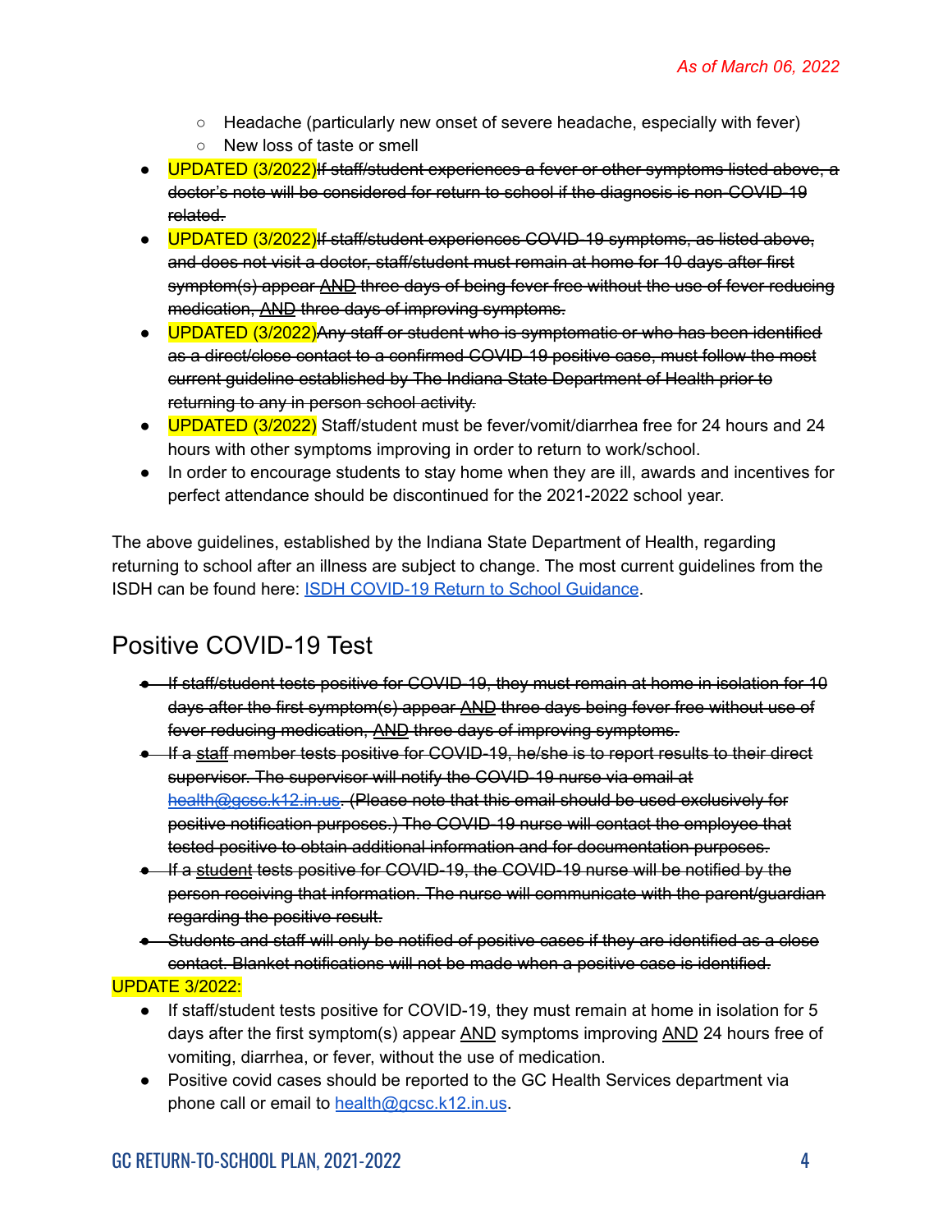- Headache (particularly new onset of severe headache, especially with fever)
    - New loss of taste or smell
- UPDATED (3/2022)~~If staff/student experiences a fever or other symptoms listed above, a doctor's note will be considered for return to school if the diagnosis is non-COVID-19 related.~~
- UPDATED (3/2022)~~If staff/student experiences COVID-19 symptoms, as listed above, and does not visit a doctor, staff/student must remain at home for 10 days after first symptom(s) appear AND three days of being fever free without the use of fever reducing medication, AND three days of improving symptoms.~~
- UPDATED (3/2022)~~Any staff or student who is symptomatic or who has been identified as a direct/close contact to a confirmed COVID-19 positive case, must follow the most current guideline established by The Indiana State Department of Health prior to returning to any in person school activity.~~
- UPDATED (3/2022) Staff/student must be fever/vomit/diarrhea free for 24 hours and 24 hours with other symptoms improving in order to return to work/school.
- In order to encourage students to stay home when they are ill, awards and incentives for perfect attendance should be discontinued for the 2021-2022 school year.

The above guidelines, established by the Indiana State Department of Health, regarding returning to school after an illness are subject to change. The most current guidelines from the ISDH can be found here: [ISDH COVID-19 Return to School Guidance](ISDH COVID-19 Return to School Guidance).

## Positive COVID-19 Test

- ~~If staff/student tests positive for COVID-19, they must remain at home in isolation for 10 days after the first symptom(s) appear AND three days being fever free without use of fever reducing medication, AND three days of improving symptoms.~~
- ~~If a staff member tests positive for COVID-19, he/she is to report results to their direct supervisor. The supervisor will notify the COVID-19 nurse via email at health@gcsc.k12.in.us. (Please note that this email should be used exclusively for positive notification purposes.) The COVID-19 nurse will contact the employee that tested positive to obtain additional information and for documentation purposes.~~
- ~~If a student tests positive for COVID-19, the COVID-19 nurse will be notified by the person receiving that information. The nurse will communicate with the parent/guardian regarding the positive result.~~
- ~~Students and staff will only be notified of positive cases if they are identified as a close contact. Blanket notifications will not be made when a positive case is identified.~~

UPDATE 3/2022:

- If staff/student tests positive for COVID-19, they must remain at home in isolation for 5 days after the first symptom(s) appear AND symptoms improving AND 24 hours free of vomiting, diarrhea, or fever, without the use of medication.
- Positive covid cases should be reported to the GC Health Services department via phone call or email to health@gcsc.k12.in.us.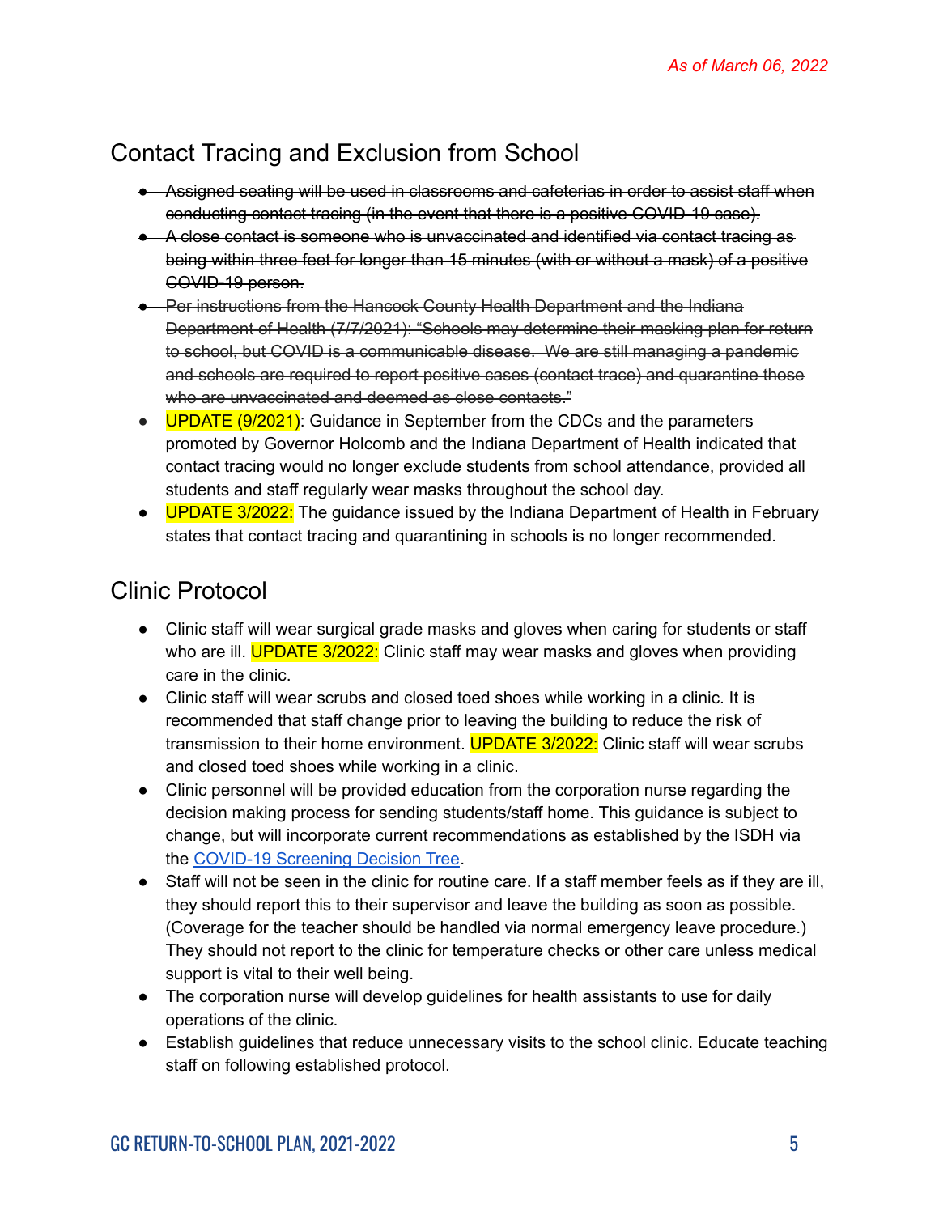*As of March 06, 2022*

## Contact Tracing and Exclusion from School

- ~~Assigned seating will be used in classrooms and cafeterias in order to assist staff when conducting contact tracing (in the event that there is a positive COVID-19 case).~~
- ~~A close contact is someone who is unvaccinated and identified via contact tracing as being within three feet for longer than 15 minutes (with or without a mask) of a positive COVID-19 person.~~
- ~~Per instructions from the Hancock County Health Department and the Indiana Department of Health (7/7/2021): "Schools may determine their masking plan for return to school, but COVID is a communicable disease. We are still managing a pandemic and schools are required to report positive cases (contact trace) and quarantine those who are unvaccinated and deemed as close contacts."~~
- UPDATE (9/2021): Guidance in September from the CDCs and the parameters promoted by Governor Holcomb and the Indiana Department of Health indicated that contact tracing would no longer exclude students from school attendance, provided all students and staff regularly wear masks throughout the school day.
- UPDATE 3/2022: The guidance issued by the Indiana Department of Health in February states that contact tracing and quarantining in schools is no longer recommended.

## Clinic Protocol

- Clinic staff will wear surgical grade masks and gloves when caring for students or staff who are ill. UPDATE 3/2022: Clinic staff may wear masks and gloves when providing care in the clinic.
- Clinic staff will wear scrubs and closed toed shoes while working in a clinic. It is recommended that staff change prior to leaving the building to reduce the risk of transmission to their home environment. UPDATE 3/2022: Clinic staff will wear scrubs and closed toed shoes while working in a clinic.
- Clinic personnel will be provided education from the corporation nurse regarding the decision making process for sending students/staff home. This guidance is subject to change, but will incorporate current recommendations as established by the ISDH via the COVID-19 Screening Decision Tree.
- Staff will not be seen in the clinic for routine care. If a staff member feels as if they are ill, they should report this to their supervisor and leave the building as soon as possible. (Coverage for the teacher should be handled via normal emergency leave procedure.) They should not report to the clinic for temperature checks or other care unless medical support is vital to their well being.
- The corporation nurse will develop guidelines for health assistants to use for daily operations of the clinic.
- Establish guidelines that reduce unnecessary visits to the school clinic. Educate teaching staff on following established protocol.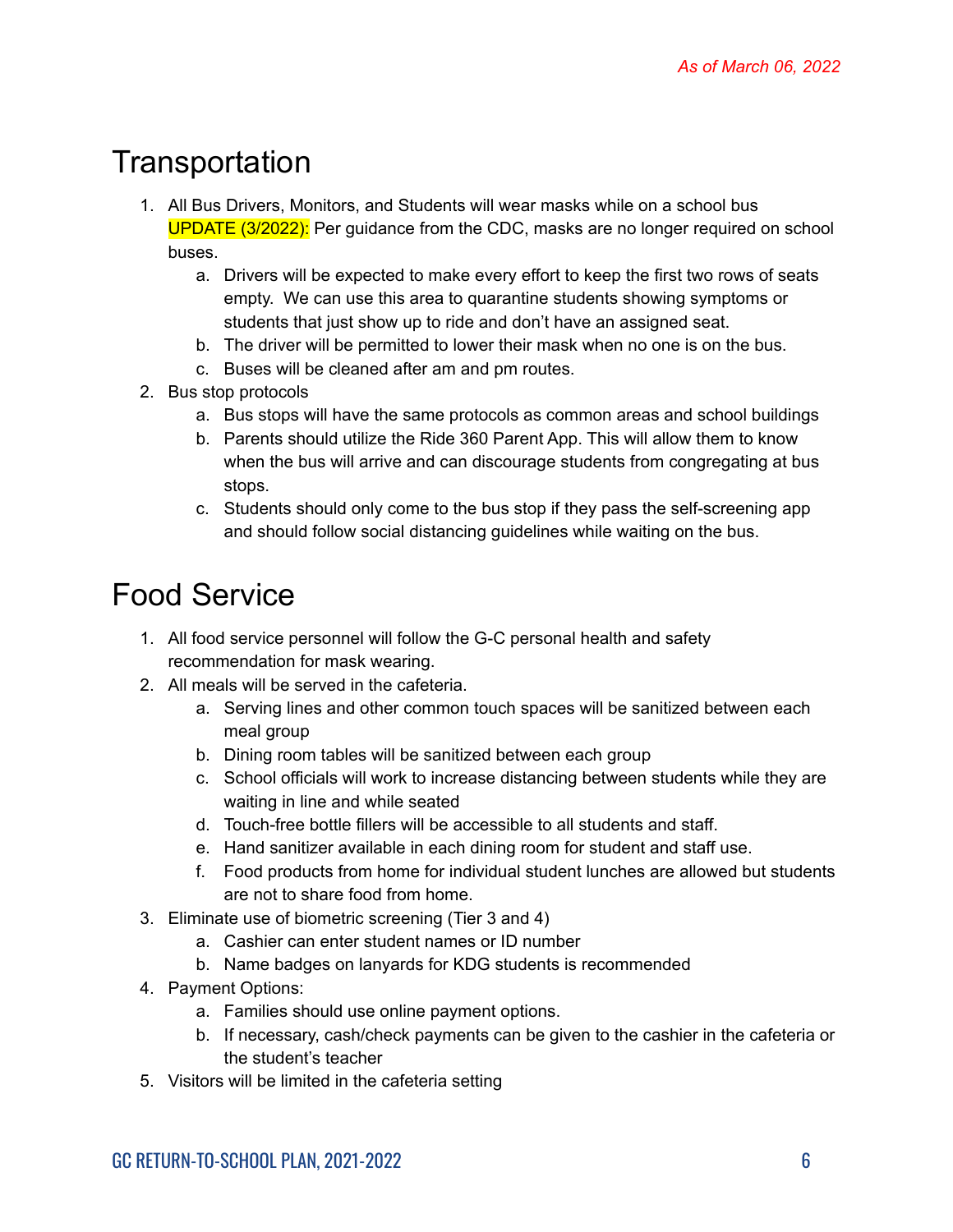*As of March 06, 2022*

# Transportation

1. All Bus Drivers, Monitors, and Students will wear masks while on a school bus
   UPDATE (3/2022): Per guidance from the CDC, masks are no longer required on school buses.
   a. Drivers will be expected to make every effort to keep the first two rows of seats empty. We can use this area to quarantine students showing symptoms or students that just show up to ride and don't have an assigned seat.
   b. The driver will be permitted to lower their mask when no one is on the bus.
   c. Buses will be cleaned after am and pm routes.
2. Bus stop protocols
   a. Bus stops will have the same protocols as common areas and school buildings
   b. Parents should utilize the Ride 360 Parent App. This will allow them to know when the bus will arrive and can discourage students from congregating at bus stops.
   c. Students should only come to the bus stop if they pass the self-screening app and should follow social distancing guidelines while waiting on the bus.

# Food Service

1. All food service personnel will follow the G-C personal health and safety recommendation for mask wearing.
2. All meals will be served in the cafeteria.
   a. Serving lines and other common touch spaces will be sanitized between each meal group
   b. Dining room tables will be sanitized between each group
   c. School officials will work to increase distancing between students while they are waiting in line and while seated
   d. Touch-free bottle fillers will be accessible to all students and staff.
   e. Hand sanitizer available in each dining room for student and staff use.
   f. Food products from home for individual student lunches are allowed but students are not to share food from home.
3. Eliminate use of biometric screening (Tier 3 and 4)
   a. Cashier can enter student names or ID number
   b. Name badges on lanyards for KDG students is recommended
4. Payment Options:
   a. Families should use online payment options.
   b. If necessary, cash/check payments can be given to the cashier in the cafeteria or the student's teacher
5. Visitors will be limited in the cafeteria setting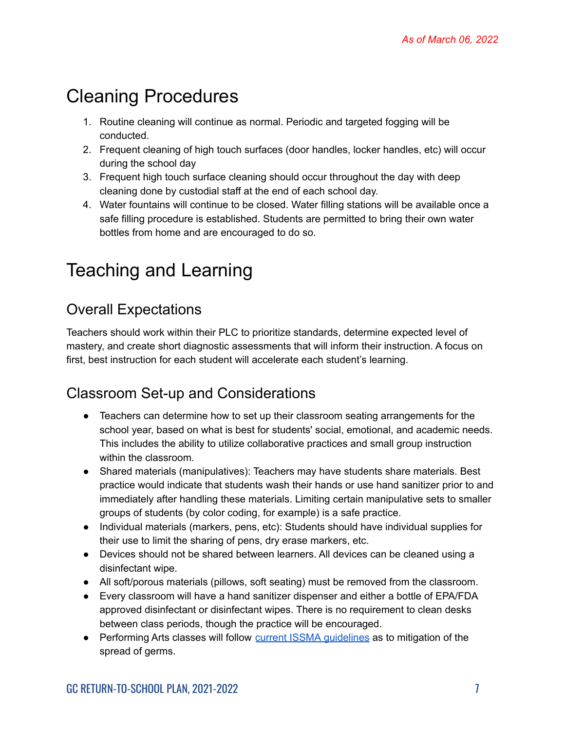*As of March 06, 2022*

# Cleaning Procedures

1. Routine cleaning will continue as normal. Periodic and targeted fogging will be conducted.
2. Frequent cleaning of high touch surfaces (door handles, locker handles, etc) will occur during the school day
3. Frequent high touch surface cleaning should occur throughout the day with deep cleaning done by custodial staff at the end of each school day.
4. Water fountains will continue to be closed. Water filling stations will be available once a safe filling procedure is established. Students are permitted to bring their own water bottles from home and are encouraged to do so.

# Teaching and Learning

## Overall Expectations

Teachers should work within their PLC to prioritize standards, determine expected level of mastery, and create short diagnostic assessments that will inform their instruction. A focus on first, best instruction for each student will accelerate each student's learning.

## Classroom Set-up and Considerations

- Teachers can determine how to set up their classroom seating arrangements for the school year, based on what is best for students' social, emotional, and academic needs. This includes the ability to utilize collaborative practices and small group instruction within the classroom.
- Shared materials (manipulatives): Teachers may have students share materials. Best practice would indicate that students wash their hands or use hand sanitizer prior to and immediately after handling these materials. Limiting certain manipulative sets to smaller groups of students (by color coding, for example) is a safe practice.
- Individual materials (markers, pens, etc): Students should have individual supplies for their use to limit the sharing of pens, dry erase markers, etc.
- Devices should not be shared between learners. All devices can be cleaned using a disinfectant wipe.
- All soft/porous materials (pillows, soft seating) must be removed from the classroom.
- Every classroom will have a hand sanitizer dispenser and either a bottle of EPA/FDA approved disinfectant or disinfectant wipes. There is no requirement to clean desks between class periods, though the practice will be encouraged.
- Performing Arts classes will follow current ISSMA guidelines as to mitigation of the spread of germs.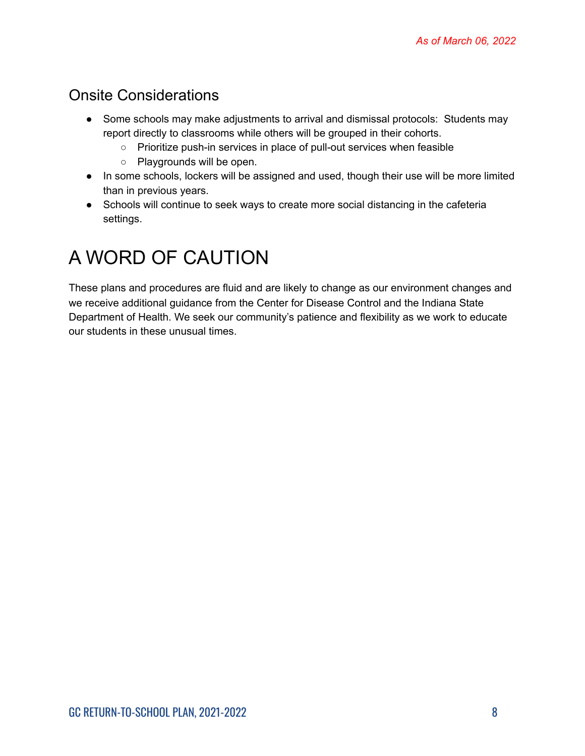*As of March 06, 2022*

## Onsite Considerations

- Some schools may make adjustments to arrival and dismissal protocols:  Students may report directly to classrooms while others will be grouped in their cohorts.
    - Prioritize push-in services in place of pull-out services when feasible
    - Playgrounds will be open.
- In some schools, lockers will be assigned and used, though their use will be more limited than in previous years.
- Schools will continue to seek ways to create more social distancing in the cafeteria settings.

# A WORD OF CAUTION

These plans and procedures are fluid and are likely to change as our environment changes and we receive additional guidance from the Center for Disease Control and the Indiana State Department of Health. We seek our community's patience and flexibility as we work to educate our students in these unusual times.